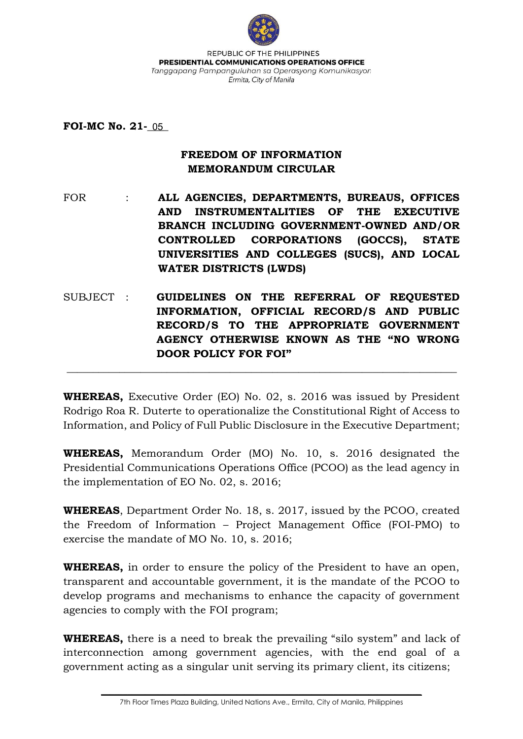REPUBLIC OF THE PHILIPPINES
**PRESIDENTIAL COMMUNICATIONS OPERATIONS OFFICE**
*Tanggapang Pampanguluhan sa Operasyong Komunikasyon*
*Ermita, City of Manila*

**FOI-MC No. 21-** 05

**FREEDOM OF INFORMATION**
**MEMORANDUM CIRCULAR**

FOR : **ALL AGENCIES, DEPARTMENTS, BUREAUS, OFFICES AND INSTRUMENTALITIES OF THE EXECUTIVE BRANCH INCLUDING GOVERNMENT-OWNED AND/OR CONTROLLED CORPORATIONS (GOCCS), STATE UNIVERSITIES AND COLLEGES (SUCS), AND LOCAL WATER DISTRICTS (LWDS)**

SUBJECT : **GUIDELINES ON THE REFERRAL OF REQUESTED INFORMATION, OFFICIAL RECORD/S AND PUBLIC RECORD/S TO THE APPROPRIATE GOVERNMENT AGENCY OTHERWISE KNOWN AS THE "NO WRONG DOOR POLICY FOR FOI"**

---

**WHEREAS,** Executive Order (EO) No. 02, s. 2016 was issued by President Rodrigo Roa R. Duterte to operationalize the Constitutional Right of Access to Information, and Policy of Full Public Disclosure in the Executive Department;

**WHEREAS,** Memorandum Order (MO) No. 10, s. 2016 designated the Presidential Communications Operations Office (PCOO) as the lead agency in the implementation of EO No. 02, s. 2016;

**WHEREAS**, Department Order No. 18, s. 2017, issued by the PCOO, created the Freedom of Information – Project Management Office (FOI-PMO) to exercise the mandate of MO No. 10, s. 2016;

**WHEREAS,** in order to ensure the policy of the President to have an open, transparent and accountable government, it is the mandate of the PCOO to develop programs and mechanisms to enhance the capacity of government agencies to comply with the FOI program;

**WHEREAS,** there is a need to break the prevailing "silo system" and lack of interconnection among government agencies, with the end goal of a government acting as a singular unit serving its primary client, its citizens;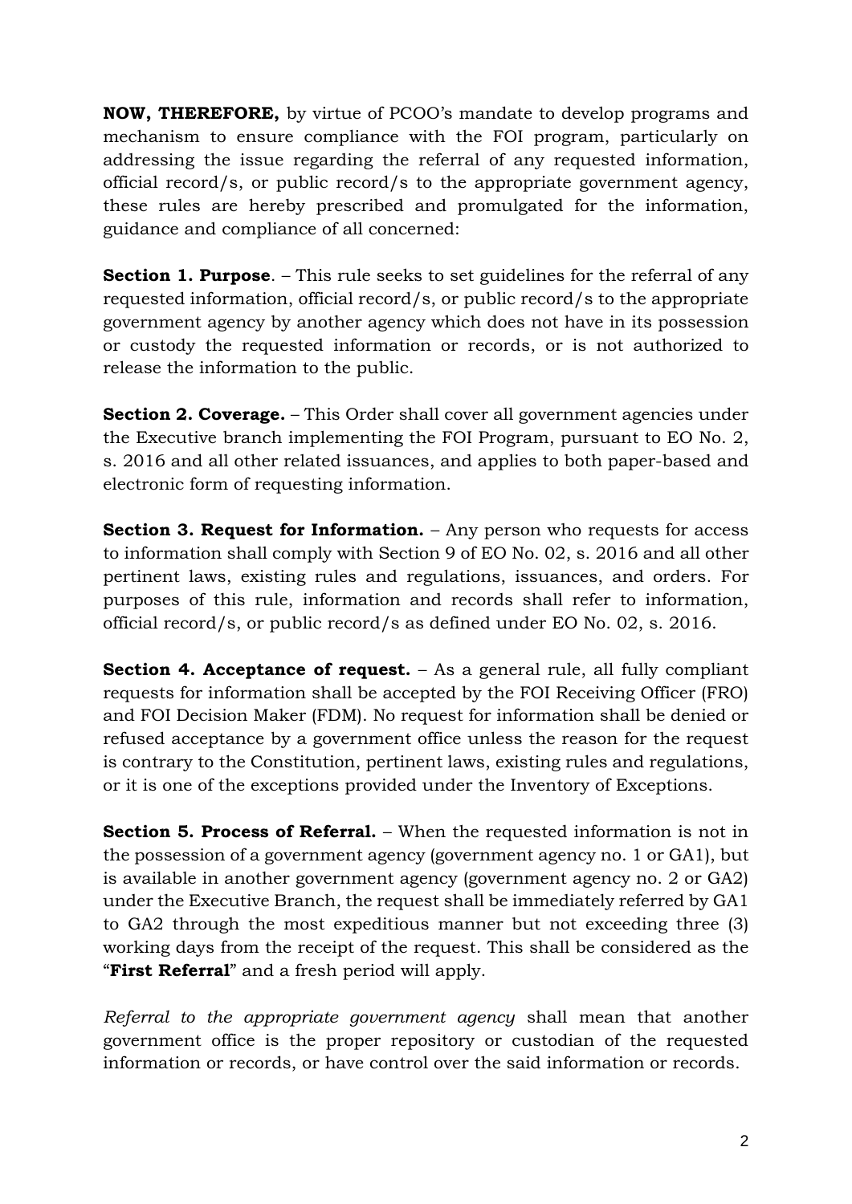**NOW, THEREFORE,** by virtue of PCOO's mandate to develop programs and mechanism to ensure compliance with the FOI program, particularly on addressing the issue regarding the referral of any requested information, official record/s, or public record/s to the appropriate government agency, these rules are hereby prescribed and promulgated for the information, guidance and compliance of all concerned:

**Section 1. Purpose**. – This rule seeks to set guidelines for the referral of any requested information, official record/s, or public record/s to the appropriate government agency by another agency which does not have in its possession or custody the requested information or records, or is not authorized to release the information to the public.

**Section 2. Coverage.** – This Order shall cover all government agencies under the Executive branch implementing the FOI Program, pursuant to EO No. 2, s. 2016 and all other related issuances, and applies to both paper-based and electronic form of requesting information.

**Section 3. Request for Information.** – Any person who requests for access to information shall comply with Section 9 of EO No. 02, s. 2016 and all other pertinent laws, existing rules and regulations, issuances, and orders. For purposes of this rule, information and records shall refer to information, official record/s, or public record/s as defined under EO No. 02, s. 2016.

**Section 4. Acceptance of request.** – As a general rule, all fully compliant requests for information shall be accepted by the FOI Receiving Officer (FRO) and FOI Decision Maker (FDM). No request for information shall be denied or refused acceptance by a government office unless the reason for the request is contrary to the Constitution, pertinent laws, existing rules and regulations, or it is one of the exceptions provided under the Inventory of Exceptions.

**Section 5. Process of Referral.** – When the requested information is not in the possession of a government agency (government agency no. 1 or GA1), but is available in another government agency (government agency no. 2 or GA2) under the Executive Branch, the request shall be immediately referred by GA1 to GA2 through the most expeditious manner but not exceeding three (3) working days from the receipt of the request. This shall be considered as the "**First Referral**" and a fresh period will apply.

*Referral to the appropriate government agency* shall mean that another government office is the proper repository or custodian of the requested information or records, or have control over the said information or records.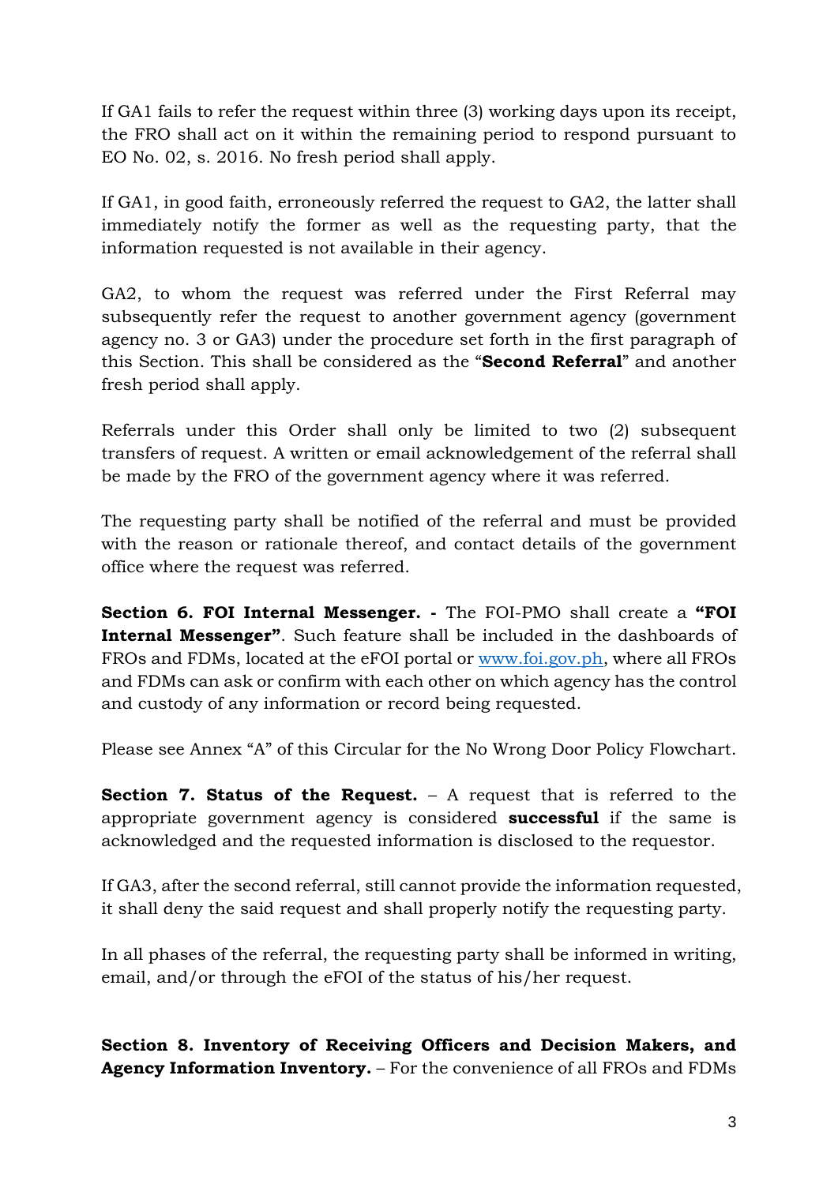If GA1 fails to refer the request within three (3) working days upon its receipt, the FRO shall act on it within the remaining period to respond pursuant to EO No. 02, s. 2016. No fresh period shall apply.

If GA1, in good faith, erroneously referred the request to GA2, the latter shall immediately notify the former as well as the requesting party, that the information requested is not available in their agency.

GA2, to whom the request was referred under the First Referral may subsequently refer the request to another government agency (government agency no. 3 or GA3) under the procedure set forth in the first paragraph of this Section. This shall be considered as the "**Second Referral**" and another fresh period shall apply.

Referrals under this Order shall only be limited to two (2) subsequent transfers of request. A written or email acknowledgement of the referral shall be made by the FRO of the government agency where it was referred.

The requesting party shall be notified of the referral and must be provided with the reason or rationale thereof, and contact details of the government office where the request was referred.

**Section 6. FOI Internal Messenger. -** The FOI-PMO shall create a **"FOI Internal Messenger"**. Such feature shall be included in the dashboards of FROs and FDMs, located at the eFOI portal or www.foi.gov.ph, where all FROs and FDMs can ask or confirm with each other on which agency has the control and custody of any information or record being requested.

Please see Annex "A" of this Circular for the No Wrong Door Policy Flowchart.

**Section 7. Status of the Request.** – A request that is referred to the appropriate government agency is considered **successful** if the same is acknowledged and the requested information is disclosed to the requestor.

If GA3, after the second referral, still cannot provide the information requested, it shall deny the said request and shall properly notify the requesting party.

In all phases of the referral, the requesting party shall be informed in writing, email, and/or through the eFOI of the status of his/her request.

**Section 8. Inventory of Receiving Officers and Decision Makers, and Agency Information Inventory.** – For the convenience of all FROs and FDMs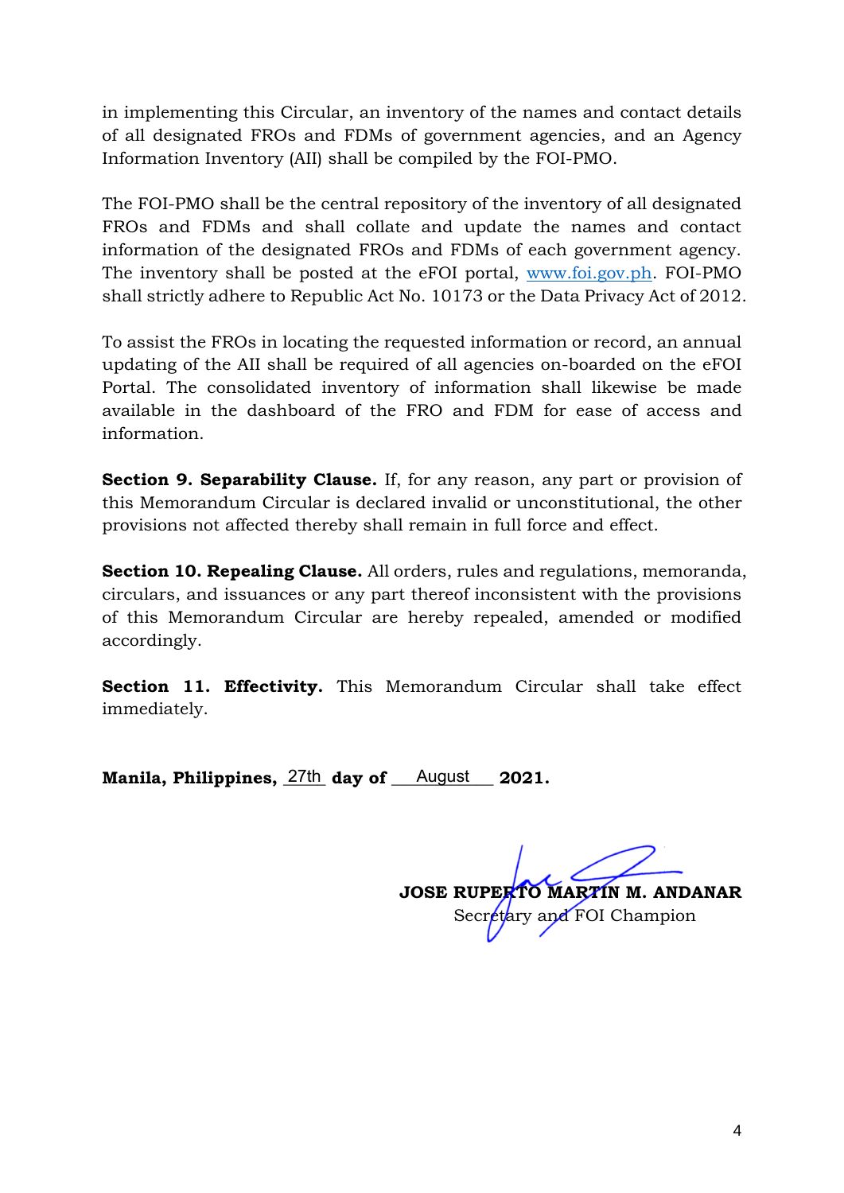in implementing this Circular, an inventory of the names and contact details of all designated FROs and FDMs of government agencies, and an Agency Information Inventory (AII) shall be compiled by the FOI-PMO.

The FOI-PMO shall be the central repository of the inventory of all designated FROs and FDMs and shall collate and update the names and contact information of the designated FROs and FDMs of each government agency. The inventory shall be posted at the eFOI portal, www.foi.gov.ph. FOI-PMO shall strictly adhere to Republic Act No. 10173 or the Data Privacy Act of 2012.

To assist the FROs in locating the requested information or record, an annual updating of the AII shall be required of all agencies on-boarded on the eFOI Portal. The consolidated inventory of information shall likewise be made available in the dashboard of the FRO and FDM for ease of access and information.

**Section 9. Separability Clause.** If, for any reason, any part or provision of this Memorandum Circular is declared invalid or unconstitutional, the other provisions not affected thereby shall remain in full force and effect.

**Section 10. Repealing Clause.** All orders, rules and regulations, memoranda, circulars, and issuances or any part thereof inconsistent with the provisions of this Memorandum Circular are hereby repealed, amended or modified accordingly.

**Section 11. Effectivity.** This Memorandum Circular shall take effect immediately.

**Manila, Philippines,** 27th **day of** August **2021.**

**JOSE RUPERTO MARTIN M. ANDANAR**
Secretary and FOI Champion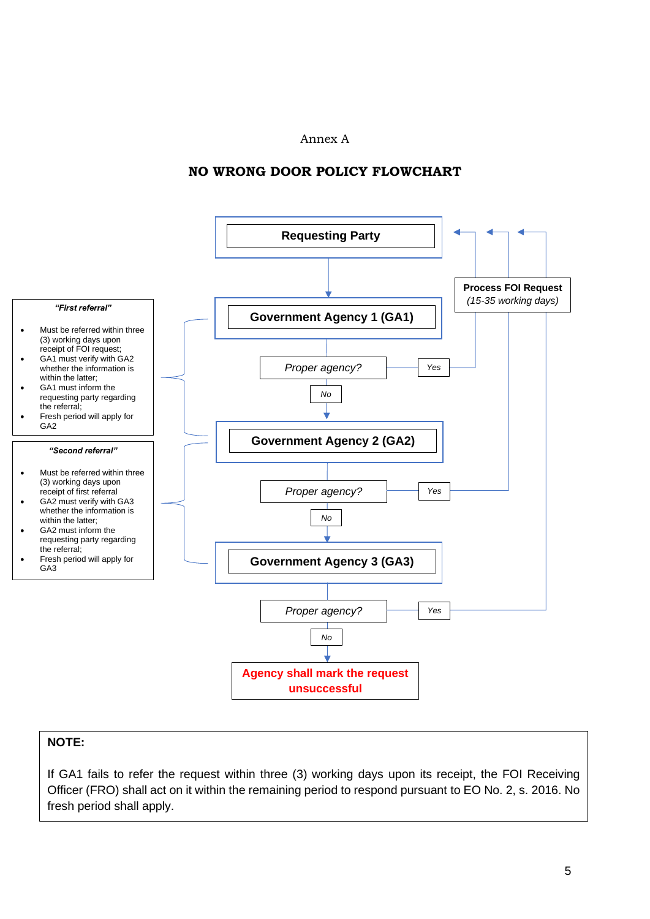Annex A

## NO WRONG DOOR POLICY FLOWCHART

Requesting Party

Government Agency 1 (GA1)

Proper agency?

Yes

No

Government Agency 2 (GA2)

Proper agency?

Yes

No

Government Agency 3 (GA3)

Proper agency?

Yes

No

Agency shall mark the request unsuccessful

**Process FOI Request**
*(15-35 working days)*

***"First referral"***

- Must be referred within three (3) working days upon receipt of FOI request;
- GA1 must verify with GA2 whether the information is within the latter;
- GA1 must inform the requesting party regarding the referral;
- Fresh period will apply for GA2

***"Second referral"***

- Must be referred within three (3) working days upon receipt of first referral
- GA2 must verify with GA3 whether the information is within the latter;
- GA2 must inform the requesting party regarding the referral;
- Fresh period will apply for GA3

**NOTE:**

If GA1 fails to refer the request within three (3) working days upon its receipt, the FOI Receiving Officer (FRO) shall act on it within the remaining period to respond pursuant to EO No. 2, s. 2016. No fresh period shall apply.